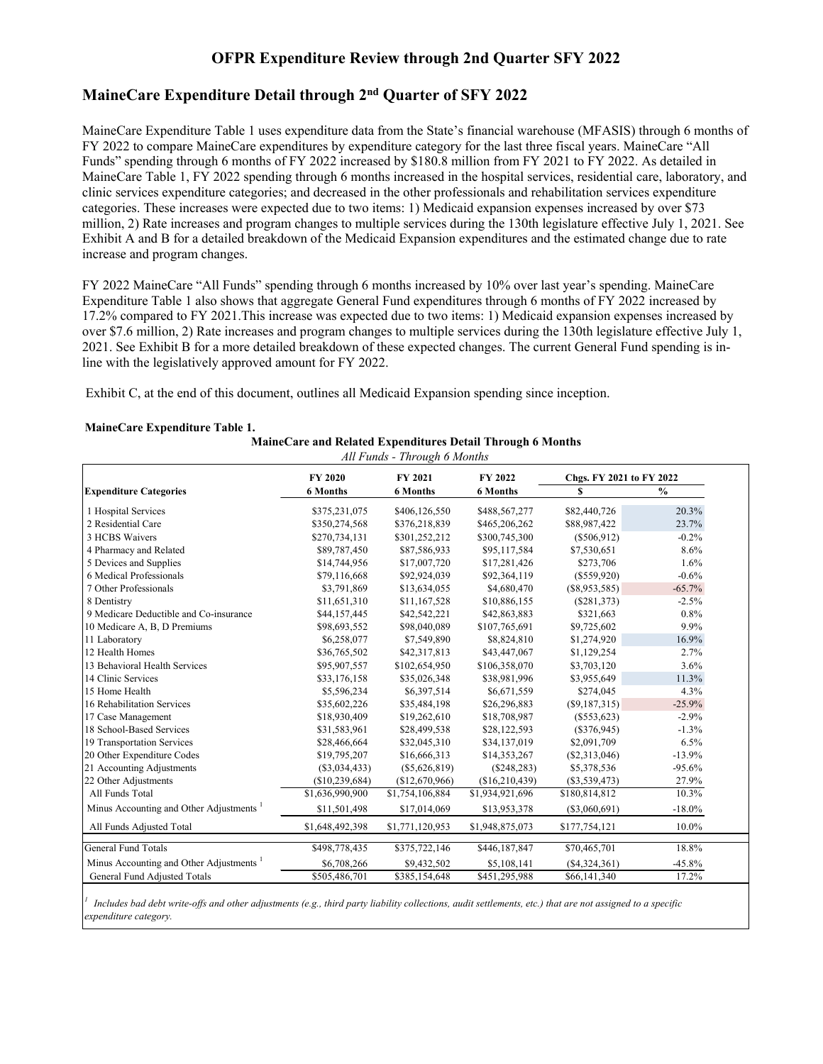# OFPR Expenditure Review through 2nd Quarter SFY 2022

## MaineCare Expenditure Detail through 2nd Quarter of SFY 2022

MaineCare Expenditure Table 1 uses expenditure data from the State's financial warehouse (MFASIS) through 6 months of FY 2022 to compare MaineCare expenditures by expenditure category for the last three fiscal years. MaineCare "All Funds" spending through 6 months of FY 2022 increased by $180.8 million from FY 2021 to FY 2022. As detailed in MaineCare Table 1, FY 2022 spending through 6 months increased in the hospital services, residential care, laboratory, and clinic services expenditure categories; and decreased in the other professionals and rehabilitation services expenditure categories. These increases were expected due to two items: 1) Medicaid expansion expenses increased by over $73 million, 2) Rate increases and program changes to multiple services during the 130th legislature effective July 1, 2021. See Exhibit A and B for a detailed breakdown of the Medicaid Expansion expenditures and the estimated change due to rate increase and program changes.

FY 2022 MaineCare "All Funds" spending through 6 months increased by 10% over last year's spending. MaineCare Expenditure Table 1 also shows that aggregate General Fund expenditures through 6 months of FY 2022 increased by 17.2% compared to FY 2021.This increase was expected due to two items: 1) Medicaid expansion expenses increased by over $7.6 million, 2) Rate increases and program changes to multiple services during the 130th legislature effective July 1, 2021. See Exhibit B for a more detailed breakdown of these expected changes. The current General Fund spending is in-line with the legislatively approved amount for FY 2022.

Exhibit C, at the end of this document, outlines all Medicaid Expansion spending since inception.

**MaineCare Expenditure Table 1.**

**MaineCare and Related Expenditures Detail Through 6 Months**

*All Funds - Through 6 Months*

| Expenditure Categories | FY 2020 6 Months | FY 2021 6 Months | FY 2022 6 Months | Chgs. FY 2021 to FY 2022 $ | % |
|---|---|---|---|---|---|
| 1 Hospital Services | $375,231,075 | $406,126,550 | $488,567,277 | $82,440,726 | 20.3% |
| 2 Residential Care | $350,274,568 | $376,218,839 | $465,206,262 | $88,987,422 | 23.7% |
| 3 HCBS Waivers | $270,734,131 | $301,252,212 | $300,745,300 | ($506,912) | -0.2% |
| 4 Pharmacy and Related | $89,787,450 | $87,586,933 | $95,117,584 | $7,530,651 | 8.6% |
| 5 Devices and Supplies | $14,744,956 | $17,007,720 | $17,281,426 | $273,706 | 1.6% |
| 6 Medical Professionals | $79,116,668 | $92,924,039 | $92,364,119 | ($559,920) | -0.6% |
| 7 Other Professionals | $3,791,869 | $13,634,055 | $4,680,470 | ($8,953,585) | -65.7% |
| 8 Dentistry | $11,651,310 | $11,167,528 | $10,886,155 | ($281,373) | -2.5% |
| 9 Medicare Deductible and Co-insurance | $44,157,445 | $42,542,221 | $42,863,883 | $321,663 | 0.8% |
| 10 Medicare A, B, D Premiums | $98,693,552 | $98,040,089 | $107,765,691 | $9,725,602 | 9.9% |
| 11 Laboratory | $6,258,077 | $7,549,890 | $8,824,810 | $1,274,920 | 16.9% |
| 12 Health Homes | $36,765,502 | $42,317,813 | $43,447,067 | $1,129,254 | 2.7% |
| 13 Behavioral Health Services | $95,907,557 | $102,654,950 | $106,358,070 | $3,703,120 | 3.6% |
| 14 Clinic Services | $33,176,158 | $35,026,348 | $38,981,996 | $3,955,649 | 11.3% |
| 15 Home Health | $5,596,234 | $6,397,514 | $6,671,559 | $274,045 | 4.3% |
| 16 Rehabilitation Services | $35,602,226 | $35,484,198 | $26,296,883 | ($9,187,315) | -25.9% |
| 17 Case Management | $18,930,409 | $19,262,610 | $18,708,987 | ($553,623) | -2.9% |
| 18 School-Based Services | $31,583,961 | $28,499,538 | $28,122,593 | ($376,945) | -1.3% |
| 19 Transportation Services | $28,466,664 | $32,045,310 | $34,137,019 | $2,091,709 | 6.5% |
| 20 Other Expenditure Codes | $19,795,207 | $16,666,313 | $14,353,267 | ($2,313,046) | -13.9% |
| 21 Accounting Adjustments | ($3,034,433) | ($5,626,819) | ($248,283) | $5,378,536 | -95.6% |
| 22 Other Adjustments | ($10,239,684) | ($12,670,966) | ($16,210,439) | ($3,539,473) | 27.9% |
| All Funds Total | $1,636,990,900 | $1,754,106,884 | $1,934,921,696 | $180,814,812 | 10.3% |
| Minus Accounting and Other Adjustments [1] | $11,501,498 | $17,014,069 | $13,953,378 | ($3,060,691) | -18.0% |
| All Funds Adjusted Total | $1,648,492,398 | $1,771,120,953 | $1,948,875,073 | $177,754,121 | 10.0% |
| General Fund Totals | $498,778,435 | $375,722,146 | $446,187,847 | $70,465,701 | 18.8% |
| Minus Accounting and Other Adjustments [1] | $6,708,266 | $9,432,502 | $5,108,141 | ($4,324,361) | -45.8% |
| General Fund Adjusted Totals | $505,486,701 | $385,154,648 | $451,295,988 | $66,141,340 | 17.2% |

[1] *Includes bad debt write-offs and other adjustments (e.g., third party liability collections, audit settlements, etc.) that are not assigned to a specific expenditure category.*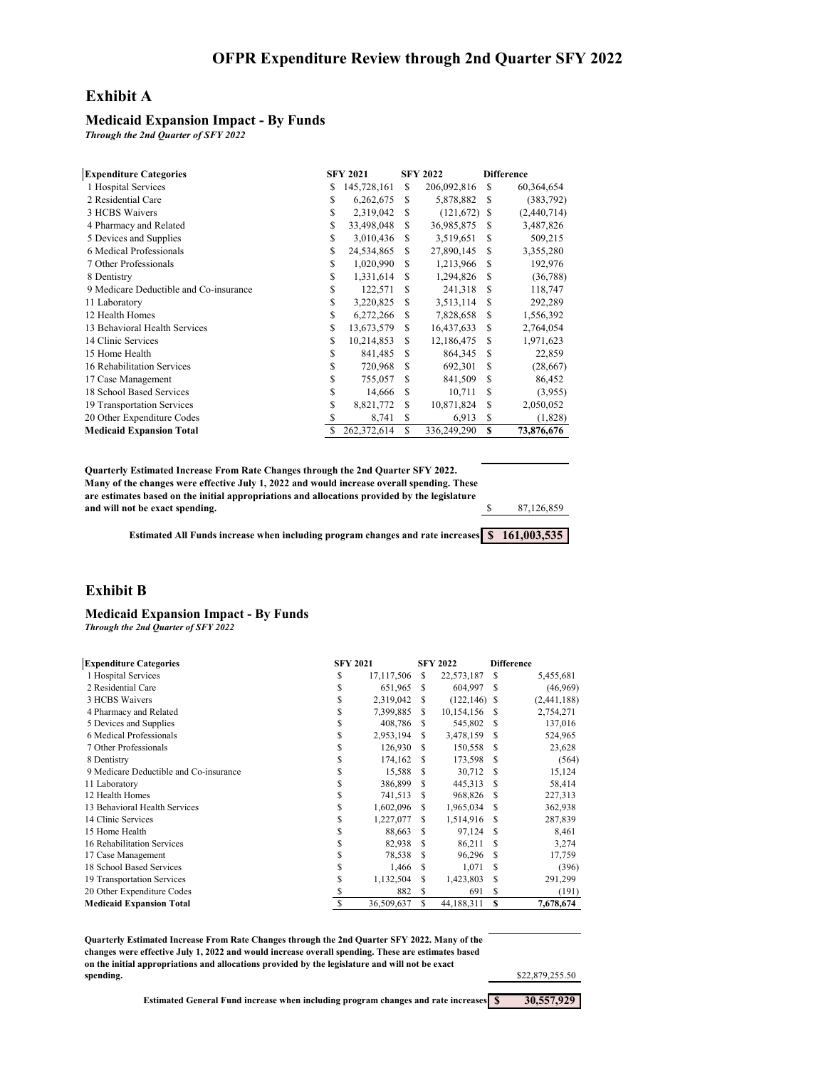# OFPR Expenditure Review through 2nd Quarter SFY 2022

## Exhibit A

### Medicaid Expansion Impact - By Funds

*Through the 2nd Quarter of SFY 2022*

| Expenditure Categories | SFY 2021 | SFY 2022 | Difference |
|---|---|---|---|
| 1 Hospital Services | $ 145,728,161 | $ 206,092,816 | $ 60,364,654 |
| 2 Residential Care | $ 6,262,675 | $ 5,878,882 | $ (383,792) |
| 3 HCBS Waivers | $ 2,319,042 | $ (121,672) | $ (2,440,714) |
| 4 Pharmacy and Related | $ 33,498,048 | $ 36,985,875 | $ 3,487,826 |
| 5 Devices and Supplies | $ 3,010,436 | $ 3,519,651 | $ 509,215 |
| 6 Medical Professionals | $ 24,534,865 | $ 27,890,145 | $ 3,355,280 |
| 7 Other Professionals | $ 1,020,990 | $ 1,213,966 | $ 192,976 |
| 8 Dentistry | $ 1,331,614 | $ 1,294,826 | $ (36,788) |
| 9 Medicare Deductible and Co-insurance | $ 122,571 | $ 241,318 | $ 118,747 |
| 11 Laboratory | $ 3,220,825 | $ 3,513,114 | $ 292,289 |
| 12 Health Homes | $ 6,272,266 | $ 7,828,658 | $ 1,556,392 |
| 13 Behavioral Health Services | $ 13,673,579 | $ 16,437,633 | $ 2,764,054 |
| 14 Clinic Services | $ 10,214,853 | $ 12,186,475 | $ 1,971,623 |
| 15 Home Health | $ 841,485 | $ 864,345 | $ 22,859 |
| 16 Rehabilitation Services | $ 720,968 | $ 692,301 | $ (28,667) |
| 17 Case Management | $ 755,057 | $ 841,509 | $ 86,452 |
| 18 School Based Services | $ 14,666 | $ 10,711 | $ (3,955) |
| 19 Transportation Services | $ 8,821,772 | $ 10,871,824 | $ 2,050,052 |
| 20 Other Expenditure Codes | $ 8,741 | $ 6,913 | $ (1,828) |
| **Medicaid Expansion Total** | $ 262,372,614 | $ 336,249,290 | **$ 73,876,676** |

**Quarterly Estimated Increase From Rate Changes through the 2nd Quarter SFY 2022. Many of the changes were effective July 1, 2022 and would increase overall spending. These are estimates based on the initial appropriations and allocations provided by the legislature and will not be exact spending.** $ 87,126,859

**Estimated All Funds increase when including program changes and rate increases** **$ 161,003,535**

## Exhibit B

### Medicaid Expansion Impact - By Funds

*Through the 2nd Quarter of SFY 2022*

| Expenditure Categories | SFY 2021 | SFY 2022 | Difference |
|---|---|---|---|
| 1 Hospital Services | $ 17,117,506 | $ 22,573,187 | $ 5,455,681 |
| 2 Residential Care | $ 651,965 | $ 604,997 | $ (46,969) |
| 3 HCBS Waivers | $ 2,319,042 | $ (122,146) | $ (2,441,188) |
| 4 Pharmacy and Related | $ 7,399,885 | $ 10,154,156 | $ 2,754,271 |
| 5 Devices and Supplies | $ 408,786 | $ 545,802 | $ 137,016 |
| 6 Medical Professionals | $ 2,953,194 | $ 3,478,159 | $ 524,965 |
| 7 Other Professionals | $ 126,930 | $ 150,558 | $ 23,628 |
| 8 Dentistry | $ 174,162 | $ 173,598 | $ (564) |
| 9 Medicare Deductible and Co-insurance | $ 15,588 | $ 30,712 | $ 15,124 |
| 11 Laboratory | $ 386,899 | $ 445,313 | $ 58,414 |
| 12 Health Homes | $ 741,513 | $ 968,826 | $ 227,313 |
| 13 Behavioral Health Services | $ 1,602,096 | $ 1,965,034 | $ 362,938 |
| 14 Clinic Services | $ 1,227,077 | $ 1,514,916 | $ 287,839 |
| 15 Home Health | $ 88,663 | $ 97,124 | $ 8,461 |
| 16 Rehabilitation Services | $ 82,938 | $ 86,211 | $ 3,274 |
| 17 Case Management | $ 78,538 | $ 96,296 | $ 17,759 |
| 18 School Based Services | $ 1,466 | $ 1,071 | $ (396) |
| 19 Transportation Services | $ 1,132,504 | $ 1,423,803 | $ 291,299 |
| 20 Other Expenditure Codes | $ 882 | $ 691 | $ (191) |
| **Medicaid Expansion Total** | $ 36,509,637 | $ 44,188,311 | **$ 7,678,674** |

**Quarterly Estimated Increase From Rate Changes through the 2nd Quarter SFY 2022. Many of the changes were effective July 1, 2022 and would increase overall spending. These are estimates based on the initial appropriations and allocations provided by the legislature and will not be exact spending.** $22,879,255.50

**Estimated General Fund increase when including program changes and rate increases** **$ 30,557,929**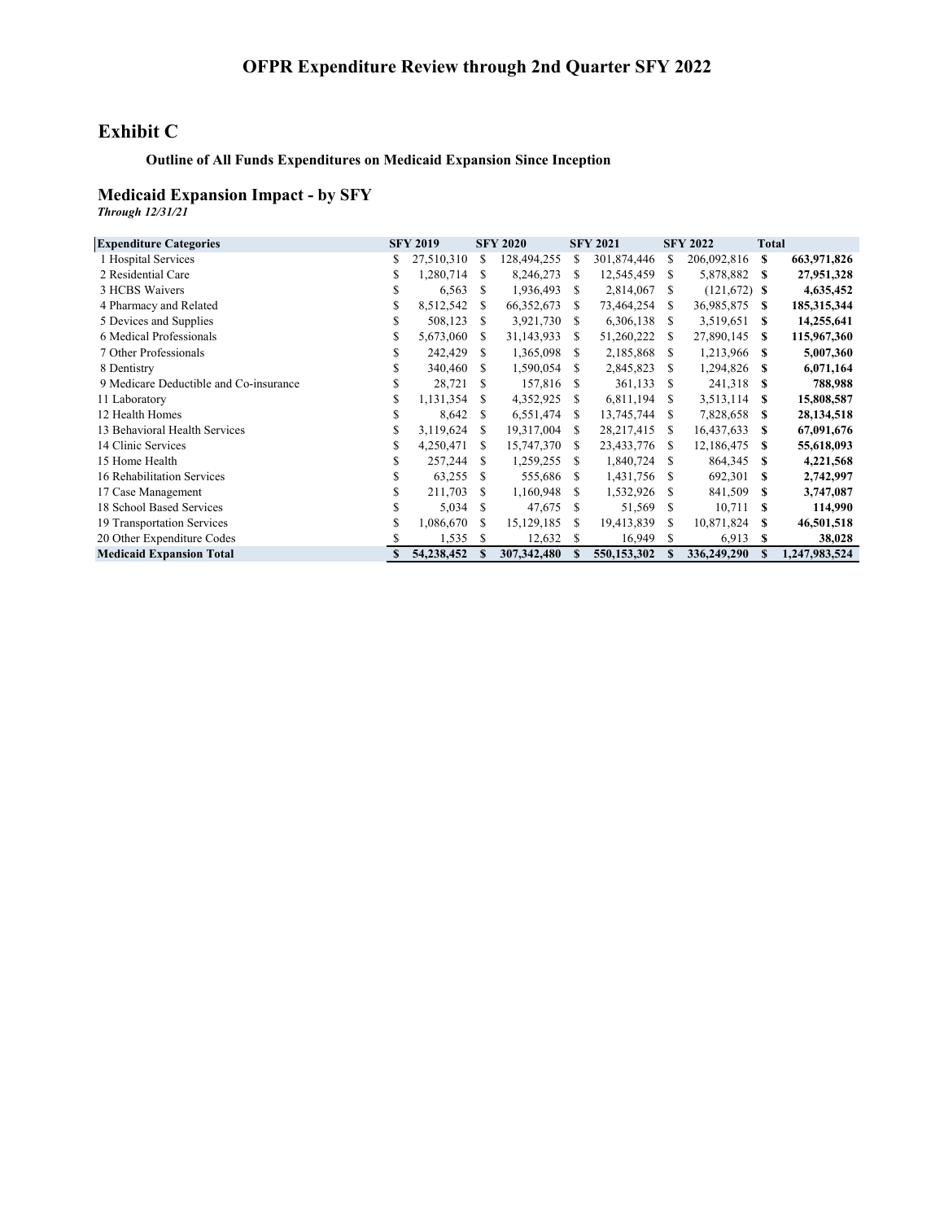# OFPR Expenditure Review through 2nd Quarter SFY 2022

## Exhibit C

**Outline of All Funds Expenditures on Medicaid Expansion Since Inception**

### Medicaid Expansion Impact - by SFY

***Through 12/31/21***

| Expenditure Categories | SFY 2019 | SFY 2020 | SFY 2021 | SFY 2022 | Total |
|---|---|---|---|---|---|
| 1 Hospital Services | $ 27,510,310 | $ 128,494,255 | $ 301,874,446 | $ 206,092,816 | **$ 663,971,826** |
| 2 Residential Care | $ 1,280,714 | $ 8,246,273 | $ 12,545,459 | $ 5,878,882 | **$ 27,951,328** |
| 3 HCBS Waivers | $ 6,563 | $ 1,936,493 | $ 2,814,067 | $ (121,672) | **$ 4,635,452** |
| 4 Pharmacy and Related | $ 8,512,542 | $ 66,352,673 | $ 73,464,254 | $ 36,985,875 | **$ 185,315,344** |
| 5 Devices and Supplies | $ 508,123 | $ 3,921,730 | $ 6,306,138 | $ 3,519,651 | **$ 14,255,641** |
| 6 Medical Professionals | $ 5,673,060 | $ 31,143,933 | $ 51,260,222 | $ 27,890,145 | **$ 115,967,360** |
| 7 Other Professionals | $ 242,429 | $ 1,365,098 | $ 2,185,868 | $ 1,213,966 | **$ 5,007,360** |
| 8 Dentistry | $ 340,460 | $ 1,590,054 | $ 2,845,823 | $ 1,294,826 | **$ 6,071,164** |
| 9 Medicare Deductible and Co-insurance | $ 28,721 | $ 157,816 | $ 361,133 | $ 241,318 | **$ 788,988** |
| 11 Laboratory | $ 1,131,354 | $ 4,352,925 | $ 6,811,194 | $ 3,513,114 | **$ 15,808,587** |
| 12 Health Homes | $ 8,642 | $ 6,551,474 | $ 13,745,744 | $ 7,828,658 | **$ 28,134,518** |
| 13 Behavioral Health Services | $ 3,119,624 | $ 19,317,004 | $ 28,217,415 | $ 16,437,633 | **$ 67,091,676** |
| 14 Clinic Services | $ 4,250,471 | $ 15,747,370 | $ 23,433,776 | $ 12,186,475 | **$ 55,618,093** |
| 15 Home Health | $ 257,244 | $ 1,259,255 | $ 1,840,724 | $ 864,345 | **$ 4,221,568** |
| 16 Rehabilitation Services | $ 63,255 | $ 555,686 | $ 1,431,756 | $ 692,301 | **$ 2,742,997** |
| 17 Case Management | $ 211,703 | $ 1,160,948 | $ 1,532,926 | $ 841,509 | **$ 3,747,087** |
| 18 School Based Services | $ 5,034 | $ 47,675 | $ 51,569 | $ 10,711 | **$ 114,990** |
| 19 Transportation Services | $ 1,086,670 | $ 15,129,185 | $ 19,413,839 | $ 10,871,824 | **$ 46,501,518** |
| 20 Other Expenditure Codes | $ 1,535 | $ 12,632 | $ 16,949 | $ 6,913 | **$ 38,028** |
| **Medicaid Expansion Total** | **$ 54,238,452** | **$ 307,342,480** | **$ 550,153,302** | **$ 336,249,290** | **$ 1,247,983,524** |